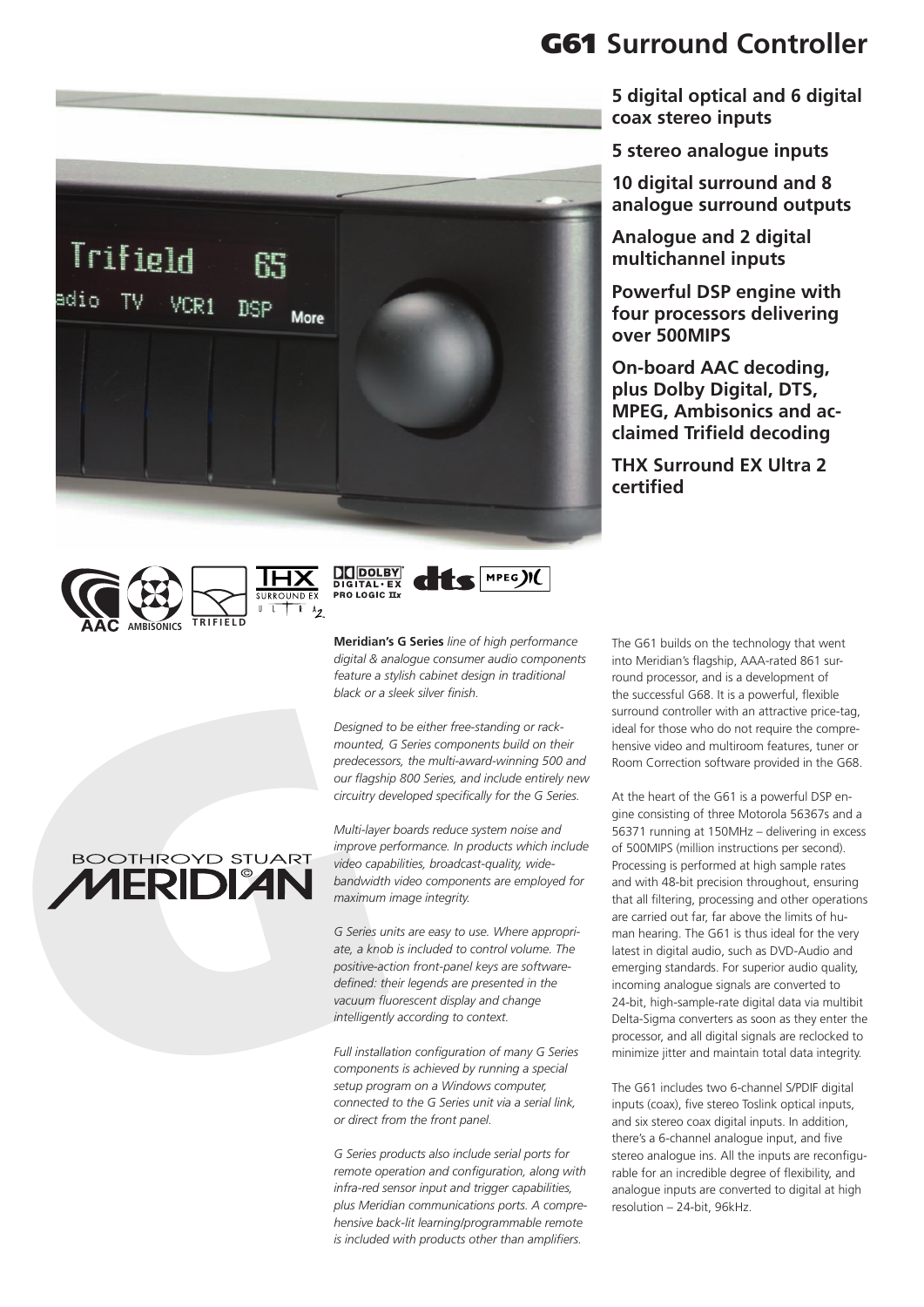# G61 Surround Controller

**5 digital optical and 6 digital coax stereo inputs**

**5 stereo analogue inputs**

**10 digital surround and 8 analogue surround outputs**

**Analogue and 2 digital multichannel inputs**

**Powerful DSP engine with four processors delivering over 500MIPS**

**On-board AAC decoding, plus Dolby Digital, DTS, MPEG, Ambisonics and acclaimed Trifield decoding**

**THX Surround EX Ultra 2 certified**

***Meridian's G Series** line of high performance digital & analogue consumer audio components feature a stylish cabinet design in traditional black or a sleek silver finish.*

*Designed to be either free-standing or rack-mounted, G Series components build on their predecessors, the multi-award-winning 500 and our flagship 800 Series, and include entirely new circuitry developed specifically for the G Series.*

*Multi-layer boards reduce system noise and improve performance. In products which include video capabilities, broadcast-quality, wide-bandwidth video components are employed for maximum image integrity.*

*G Series units are easy to use. Where appropriate, a knob is included to control volume. The positive-action front-panel keys are software-defined: their legends are presented in the vacuum fluorescent display and change intelligently according to context.*

*Full installation configuration of many G Series components is achieved by running a special setup program on a Windows computer, connected to the G Series unit via a serial link, or direct from the front panel.*

*G Series products also include serial ports for remote operation and configuration, along with infra-red sensor input and trigger capabilities, plus Meridian communications ports. A comprehensive back-lit learning/programmable remote is included with products other than amplifiers.*

The G61 builds on the technology that went into Meridian's flagship, AAA-rated 861 surround processor, and is a development of the successful G68. It is a powerful, flexible surround controller with an attractive price-tag, ideal for those who do not require the comprehensive video and multiroom features, tuner or Room Correction software provided in the G68.

At the heart of the G61 is a powerful DSP engine consisting of three Motorola 56367s and a 56371 running at 150MHz – delivering in excess of 500MIPS (million instructions per second). Processing is performed at high sample rates and with 48-bit precision throughout, ensuring that all filtering, processing and other operations are carried out far, far above the limits of human hearing. The G61 is thus ideal for the very latest in digital audio, such as DVD-Audio and emerging standards. For superior audio quality, incoming analogue signals are converted to 24-bit, high-sample-rate digital data via multibit Delta-Sigma converters as soon as they enter the processor, and all digital signals are reclocked to minimize jitter and maintain total data integrity.

The G61 includes two 6-channel S/PDIF digital inputs (coax), five stereo Toslink optical inputs, and six stereo coax digital inputs. In addition, there's a 6-channel analogue input, and five stereo analogue ins. All the inputs are reconfigurable for an incredible degree of flexibility, and analogue inputs are converted to digital at high resolution – 24-bit, 96kHz.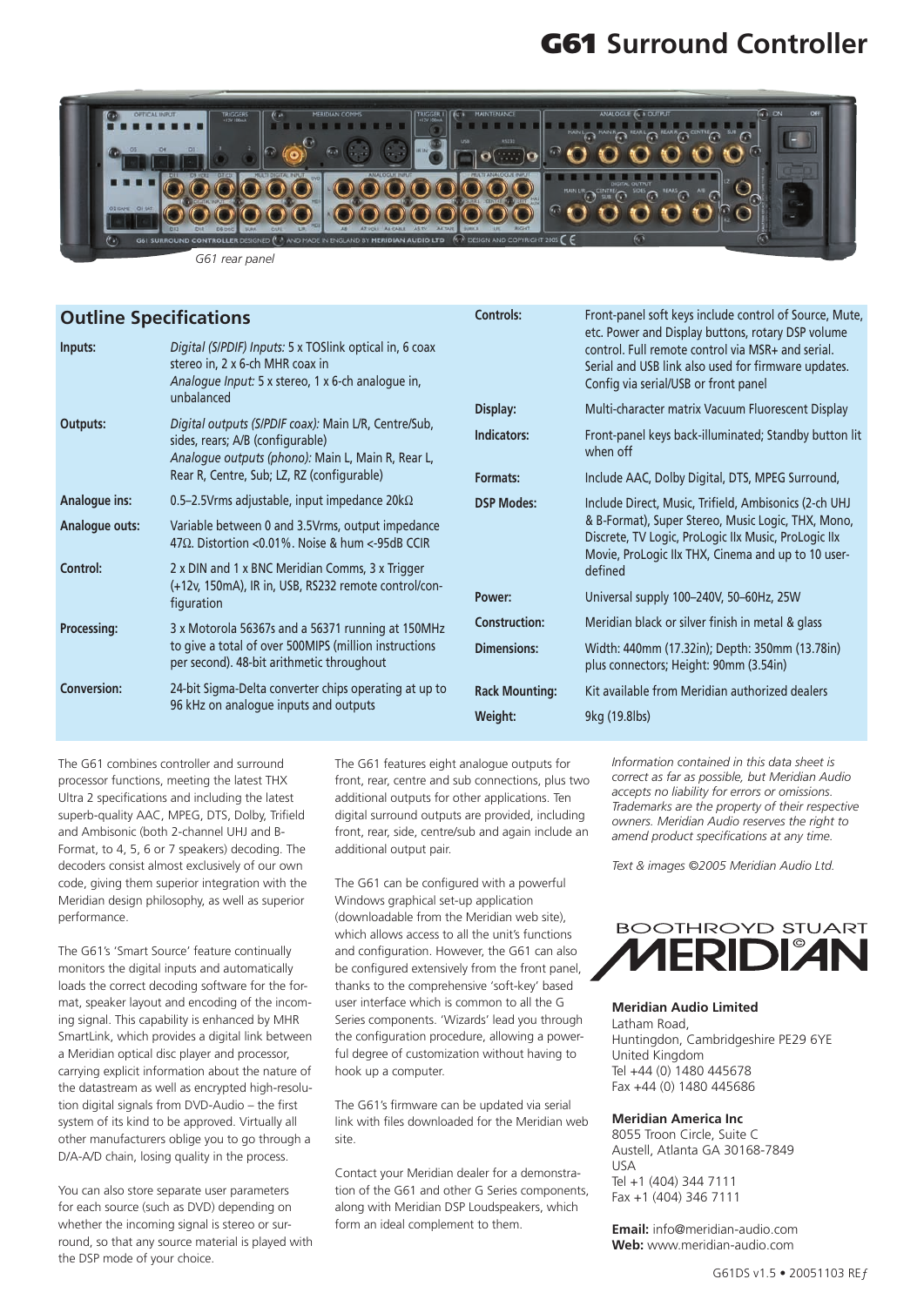# G61 Surround Controller

*G61 rear panel*

## Outline Specifications

| | |
|---|---|
| **Inputs:** | *Digital (S/PDIF) Inputs:* 5 x TOSlink optical in, 6 coax stereo in, 2 x 6-ch MHR coax in<br>*Analogue Input:* 5 x stereo, 1 x 6-ch analogue in, unbalanced |
| **Outputs:** | *Digital outputs (S/PDIF coax):* Main L/R, Centre/Sub, sides, rears; A/B (configurable)<br>*Analogue outputs (phono):* Main L, Main R, Rear L, Rear R, Centre, Sub; LZ, RZ (configurable) |
| **Analogue ins:** | 0.5–2.5Vrms adjustable, input impedance 20kΩ |
| **Analogue outs:** | Variable between 0 and 3.5Vrms, output impedance 47Ω. Distortion <0.01%. Noise & hum <-95dB CCIR |
| **Control:** | 2 x DIN and 1 x BNC Meridian Comms, 3 x Trigger (+12v, 150mA), IR in, USB, RS232 remote control/configuration |
| **Processing:** | 3 x Motorola 56367s and a 56371 running at 150MHz to give a total of over 500MIPS (million instructions per second). 48-bit arithmetic throughout |
| **Conversion:** | 24-bit Sigma-Delta converter chips operating at up to 96 kHz on analogue inputs and outputs |
| **Controls:** | Front-panel soft keys include control of Source, Mute, etc. Power and Display buttons, rotary DSP volume control. Full remote control via MSR+ and serial. Serial and USB link also used for firmware updates. Config via serial/USB or front panel |
| **Display:** | Multi-character matrix Vacuum Fluorescent Display |
| **Indicators:** | Front-panel keys back-illuminated; Standby button lit when off |
| **Formats:** | Include AAC, Dolby Digital, DTS, MPEG Surround, |
| **DSP Modes:** | Include Direct, Music, Trifield, Ambisonics (2-ch UHJ & B-Format), Super Stereo, Music Logic, THX, Mono, Discrete, TV Logic, ProLogic IIx Music, ProLogic IIx Movie, ProLogic IIx THX, Cinema and up to 10 user-defined |
| **Power:** | Universal supply 100–240V, 50–60Hz, 25W |
| **Construction:** | Meridian black or silver finish in metal & glass |
| **Dimensions:** | Width: 440mm (17.32in); Depth: 350mm (13.78in) plus connectors; Height: 90mm (3.54in) |
| **Rack Mounting:** | Kit available from Meridian authorized dealers |
| **Weight:** | 9kg (19.8lbs) |

The G61 combines controller and surround processor functions, meeting the latest THX Ultra 2 specifications and including the latest superb-quality AAC, MPEG, DTS, Dolby, Trifield and Ambisonic (both 2-channel UHJ and B-Format, to 4, 5, 6 or 7 speakers) decoding. The decoders consist almost exclusively of our own code, giving them superior integration with the Meridian design philosophy, as well as superior performance.

The G61's 'Smart Source' feature continually monitors the digital inputs and automatically loads the correct decoding software for the format, speaker layout and encoding of the incoming signal. This capability is enhanced by MHR SmartLink, which provides a digital link between a Meridian optical disc player and processor, carrying explicit information about the nature of the datastream as well as encrypted high-resolution digital signals from DVD-Audio – the first system of its kind to be approved. Virtually all other manufacturers oblige you to go through a D/A-A/D chain, losing quality in the process.

You can also store separate user parameters for each source (such as DVD) depending on whether the incoming signal is stereo or surround, so that any source material is played with the DSP mode of your choice.

The G61 features eight analogue outputs for front, rear, centre and sub connections, plus two additional outputs for other applications. Ten digital surround outputs are provided, including front, rear, side, centre/sub and again include an additional output pair.

The G61 can be configured with a powerful Windows graphical set-up application (downloadable from the Meridian web site), which allows access to all the unit's functions and configuration. However, the G61 can also be configured extensively from the front panel, thanks to the comprehensive 'soft-key' based user interface which is common to all the G Series components. 'Wizards' lead you through the configuration procedure, allowing a powerful degree of customization without having to hook up a computer.

The G61's firmware can be updated via serial link with files downloaded for the Meridian web site.

Contact your Meridian dealer for a demonstration of the G61 and other G Series components, along with Meridian DSP Loudspeakers, which form an ideal complement to them.

*Information contained in this data sheet is correct as far as possible, but Meridian Audio accepts no liability for errors or omissions. Trademarks are the property of their respective owners. Meridian Audio reserves the right to amend product specifications at any time.*

*Text & images ©2005 Meridian Audio Ltd.*

BOOTHROYD STUART MERIDIAN

**Meridian Audio Limited**
Latham Road,
Huntingdon, Cambridgeshire PE29 6YE
United Kingdom
Tel +44 (0) 1480 445678
Fax +44 (0) 1480 445686

**Meridian America Inc**
8055 Troon Circle, Suite C
Austell, Atlanta GA 30168-7849
USA
Tel +1 (404) 344 7111
Fax +1 (404) 346 7111

**Email:** info@meridian-audio.com
**Web:** www.meridian-audio.com

G61DS v1.5 • 20051103 REƒ